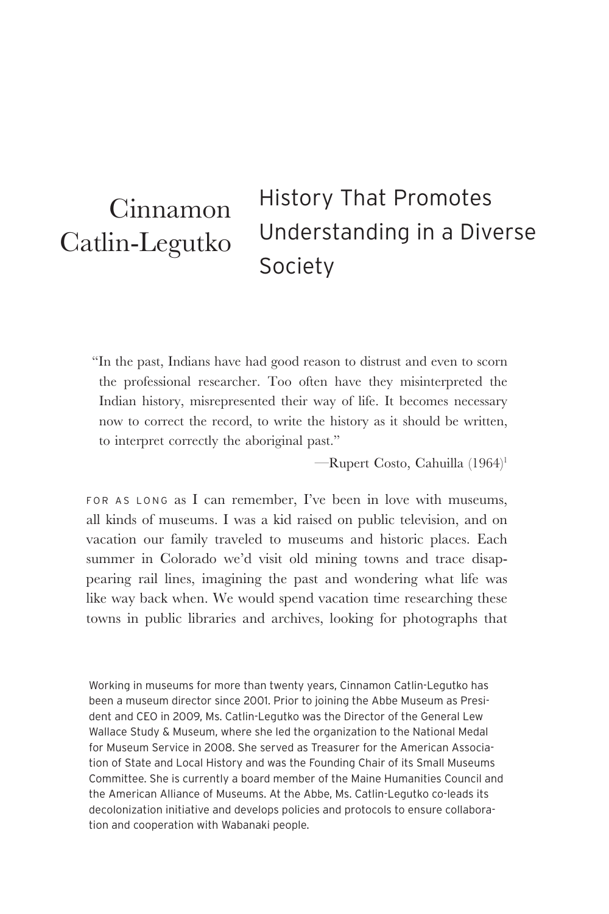# Cinnamon Catlin-Legutko

## History That Promotes Understanding in a Diverse Society

> "In the past, Indians have had good reason to distrust and even to scorn the professional researcher. Too often have they misinterpreted the Indian history, misrepresented their way of life. It becomes necessary now to correct the record, to write the history as it should be written, to interpret correctly the aboriginal past."
>
> —Rupert Costo, Cahuilla (1964)[1]

FOR AS LONG as I can remember, I've been in love with museums, all kinds of museums. I was a kid raised on public television, and on vacation our family traveled to museums and historic places. Each summer in Colorado we'd visit old mining towns and trace disappearing rail lines, imagining the past and wondering what life was like way back when. We would spend vacation time researching these towns in public libraries and archives, looking for photographs that

Working in museums for more than twenty years, Cinnamon Catlin-Legutko has been a museum director since 2001. Prior to joining the Abbe Museum as President and CEO in 2009, Ms. Catlin-Legutko was the Director of the General Lew Wallace Study & Museum, where she led the organization to the National Medal for Museum Service in 2008. She served as Treasurer for the American Association of State and Local History and was the Founding Chair of its Small Museums Committee. She is currently a board member of the Maine Humanities Council and the American Alliance of Museums. At the Abbe, Ms. Catlin-Legutko co-leads its decolonization initiative and develops policies and protocols to ensure collaboration and cooperation with Wabanaki people.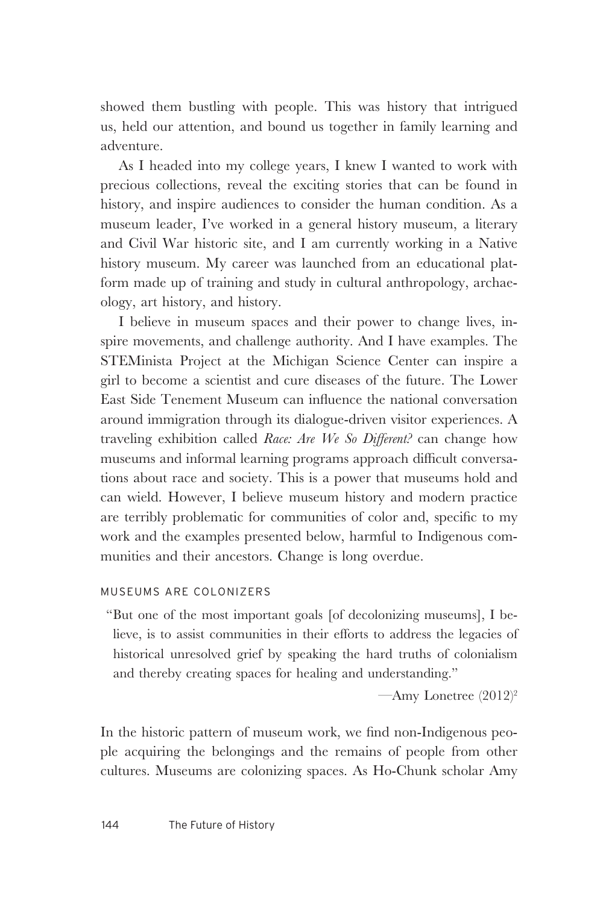showed them bustling with people. This was history that intrigued us, held our attention, and bound us together in family learning and adventure.

As I headed into my college years, I knew I wanted to work with precious collections, reveal the exciting stories that can be found in history, and inspire audiences to consider the human condition. As a museum leader, I've worked in a general history museum, a literary and Civil War historic site, and I am currently working in a Native history museum. My career was launched from an educational platform made up of training and study in cultural anthropology, archaeology, art history, and history.

I believe in museum spaces and their power to change lives, inspire movements, and challenge authority. And I have examples. The STEMinista Project at the Michigan Science Center can inspire a girl to become a scientist and cure diseases of the future. The Lower East Side Tenement Museum can influence the national conversation around immigration through its dialogue-driven visitor experiences. A traveling exhibition called *Race: Are We So Different?* can change how museums and informal learning programs approach difficult conversations about race and society. This is a power that museums hold and can wield. However, I believe museum history and modern practice are terribly problematic for communities of color and, specific to my work and the examples presented below, harmful to Indigenous communities and their ancestors. Change is long overdue.

## MUSEUMS ARE COLONIZERS

> "But one of the most important goals [of decolonizing museums], I believe, is to assist communities in their efforts to address the legacies of historical unresolved grief by speaking the hard truths of colonialism and thereby creating spaces for healing and understanding."
>
> —Amy Lonetree (2012)[2]

In the historic pattern of museum work, we find non-Indigenous people acquiring the belongings and the remains of people from other cultures. Museums are colonizing spaces. As Ho-Chunk scholar Amy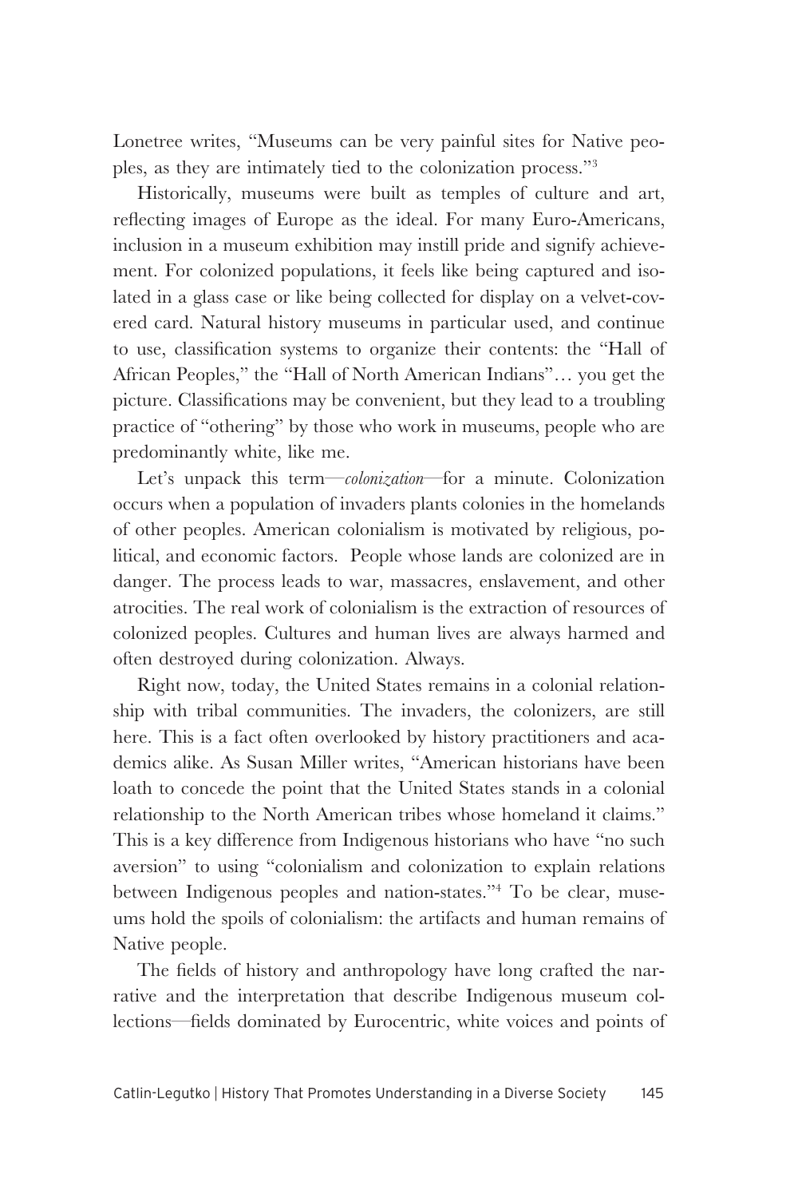Lonetree writes, "Museums can be very painful sites for Native peoples, as they are intimately tied to the colonization process."[3]

Historically, museums were built as temples of culture and art, reflecting images of Europe as the ideal. For many Euro-Americans, inclusion in a museum exhibition may instill pride and signify achievement. For colonized populations, it feels like being captured and isolated in a glass case or like being collected for display on a velvet-covered card. Natural history museums in particular used, and continue to use, classification systems to organize their contents: the "Hall of African Peoples," the "Hall of North American Indians"… you get the picture. Classifications may be convenient, but they lead to a troubling practice of "othering" by those who work in museums, people who are predominantly white, like me.

Let's unpack this term—*colonization*—for a minute. Colonization occurs when a population of invaders plants colonies in the homelands of other peoples. American colonialism is motivated by religious, political, and economic factors. People whose lands are colonized are in danger. The process leads to war, massacres, enslavement, and other atrocities. The real work of colonialism is the extraction of resources of colonized peoples. Cultures and human lives are always harmed and often destroyed during colonization. Always.

Right now, today, the United States remains in a colonial relationship with tribal communities. The invaders, the colonizers, are still here. This is a fact often overlooked by history practitioners and academics alike. As Susan Miller writes, "American historians have been loath to concede the point that the United States stands in a colonial relationship to the North American tribes whose homeland it claims." This is a key difference from Indigenous historians who have "no such aversion" to using "colonialism and colonization to explain relations between Indigenous peoples and nation-states."[4] To be clear, museums hold the spoils of colonialism: the artifacts and human remains of Native people.

The fields of history and anthropology have long crafted the narrative and the interpretation that describe Indigenous museum collections—fields dominated by Eurocentric, white voices and points of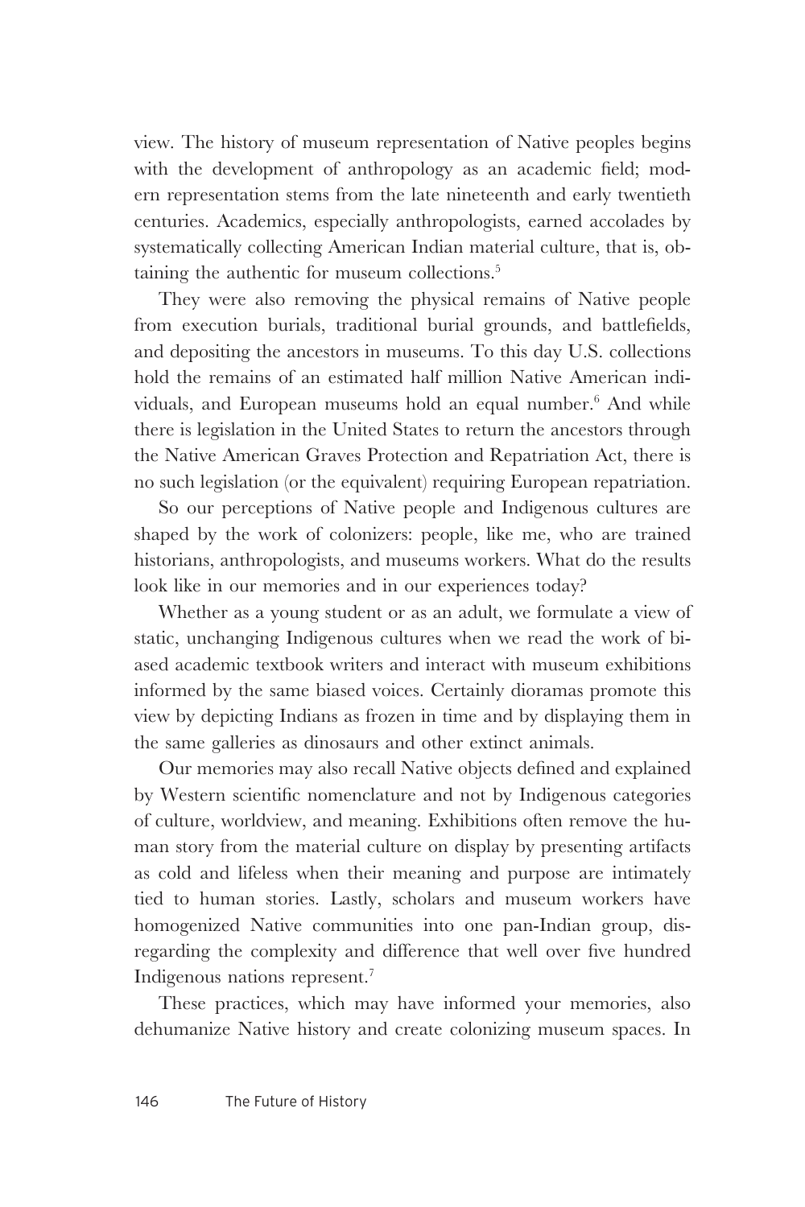view. The history of museum representation of Native peoples begins with the development of anthropology as an academic field; modern representation stems from the late nineteenth and early twentieth centuries. Academics, especially anthropologists, earned accolades by systematically collecting American Indian material culture, that is, obtaining the authentic for museum collections.[5]

They were also removing the physical remains of Native people from execution burials, traditional burial grounds, and battlefields, and depositing the ancestors in museums. To this day U.S. collections hold the remains of an estimated half million Native American individuals, and European museums hold an equal number.[6] And while there is legislation in the United States to return the ancestors through the Native American Graves Protection and Repatriation Act, there is no such legislation (or the equivalent) requiring European repatriation.

So our perceptions of Native people and Indigenous cultures are shaped by the work of colonizers: people, like me, who are trained historians, anthropologists, and museums workers. What do the results look like in our memories and in our experiences today?

Whether as a young student or as an adult, we formulate a view of static, unchanging Indigenous cultures when we read the work of biased academic textbook writers and interact with museum exhibitions informed by the same biased voices. Certainly dioramas promote this view by depicting Indians as frozen in time and by displaying them in the same galleries as dinosaurs and other extinct animals.

Our memories may also recall Native objects defined and explained by Western scientific nomenclature and not by Indigenous categories of culture, worldview, and meaning. Exhibitions often remove the human story from the material culture on display by presenting artifacts as cold and lifeless when their meaning and purpose are intimately tied to human stories. Lastly, scholars and museum workers have homogenized Native communities into one pan-Indian group, disregarding the complexity and difference that well over five hundred Indigenous nations represent.[7]

These practices, which may have informed your memories, also dehumanize Native history and create colonizing museum spaces. In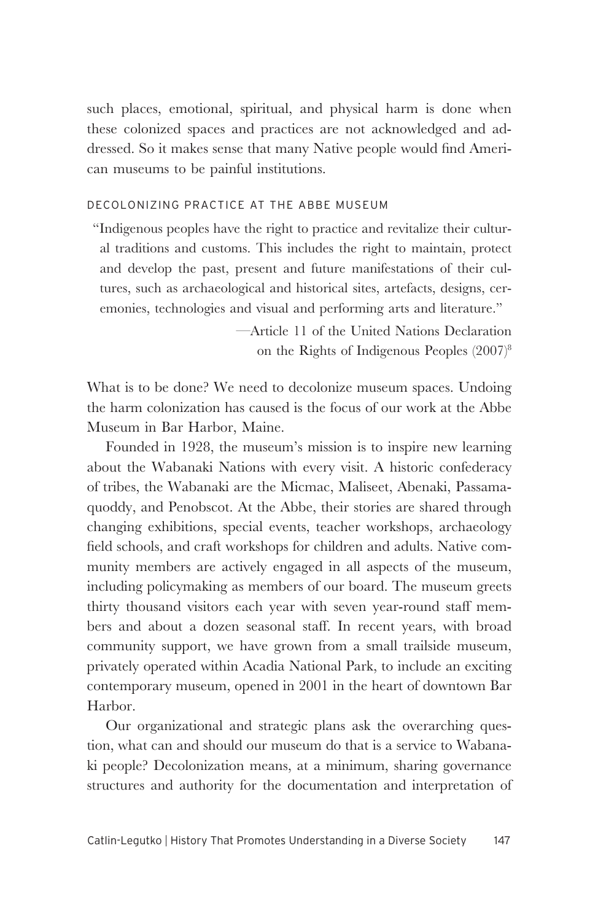such places, emotional, spiritual, and physical harm is done when these colonized spaces and practices are not acknowledged and addressed. So it makes sense that many Native people would find American museums to be painful institutions.

## DECOLONIZING PRACTICE AT THE ABBE MUSEUM

> "Indigenous peoples have the right to practice and revitalize their cultural traditions and customs. This includes the right to maintain, protect and develop the past, present and future manifestations of their cultures, such as archaeological and historical sites, artefacts, designs, ceremonies, technologies and visual and performing arts and literature."
>
> —Article 11 of the United Nations Declaration on the Rights of Indigenous Peoples (2007)[8]

What is to be done? We need to decolonize museum spaces. Undoing the harm colonization has caused is the focus of our work at the Abbe Museum in Bar Harbor, Maine.

Founded in 1928, the museum's mission is to inspire new learning about the Wabanaki Nations with every visit. A historic confederacy of tribes, the Wabanaki are the Micmac, Maliseet, Abenaki, Passamaquoddy, and Penobscot. At the Abbe, their stories are shared through changing exhibitions, special events, teacher workshops, archaeology field schools, and craft workshops for children and adults. Native community members are actively engaged in all aspects of the museum, including policymaking as members of our board. The museum greets thirty thousand visitors each year with seven year-round staff members and about a dozen seasonal staff. In recent years, with broad community support, we have grown from a small trailside museum, privately operated within Acadia National Park, to include an exciting contemporary museum, opened in 2001 in the heart of downtown Bar Harbor.

Our organizational and strategic plans ask the overarching question, what can and should our museum do that is a service to Wabanaki people? Decolonization means, at a minimum, sharing governance structures and authority for the documentation and interpretation of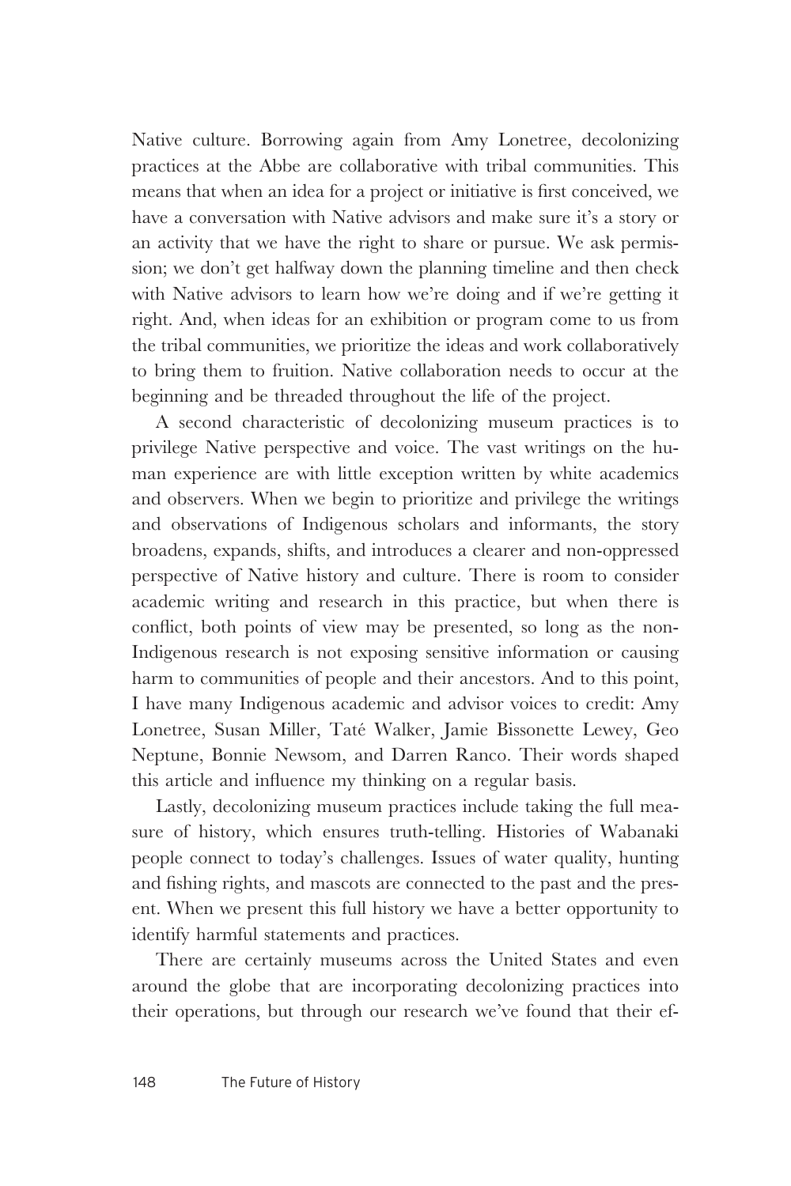Native culture. Borrowing again from Amy Lonetree, decolonizing practices at the Abbe are collaborative with tribal communities. This means that when an idea for a project or initiative is first conceived, we have a conversation with Native advisors and make sure it's a story or an activity that we have the right to share or pursue. We ask permission; we don't get halfway down the planning timeline and then check with Native advisors to learn how we're doing and if we're getting it right. And, when ideas for an exhibition or program come to us from the tribal communities, we prioritize the ideas and work collaboratively to bring them to fruition. Native collaboration needs to occur at the beginning and be threaded throughout the life of the project.

A second characteristic of decolonizing museum practices is to privilege Native perspective and voice. The vast writings on the human experience are with little exception written by white academics and observers. When we begin to prioritize and privilege the writings and observations of Indigenous scholars and informants, the story broadens, expands, shifts, and introduces a clearer and non-oppressed perspective of Native history and culture. There is room to consider academic writing and research in this practice, but when there is conflict, both points of view may be presented, so long as the non-Indigenous research is not exposing sensitive information or causing harm to communities of people and their ancestors. And to this point, I have many Indigenous academic and advisor voices to credit: Amy Lonetree, Susan Miller, Taté Walker, Jamie Bissonette Lewey, Geo Neptune, Bonnie Newsom, and Darren Ranco. Their words shaped this article and influence my thinking on a regular basis.

Lastly, decolonizing museum practices include taking the full measure of history, which ensures truth-telling. Histories of Wabanaki people connect to today's challenges. Issues of water quality, hunting and fishing rights, and mascots are connected to the past and the present. When we present this full history we have a better opportunity to identify harmful statements and practices.

There are certainly museums across the United States and even around the globe that are incorporating decolonizing practices into their operations, but through our research we've found that their ef-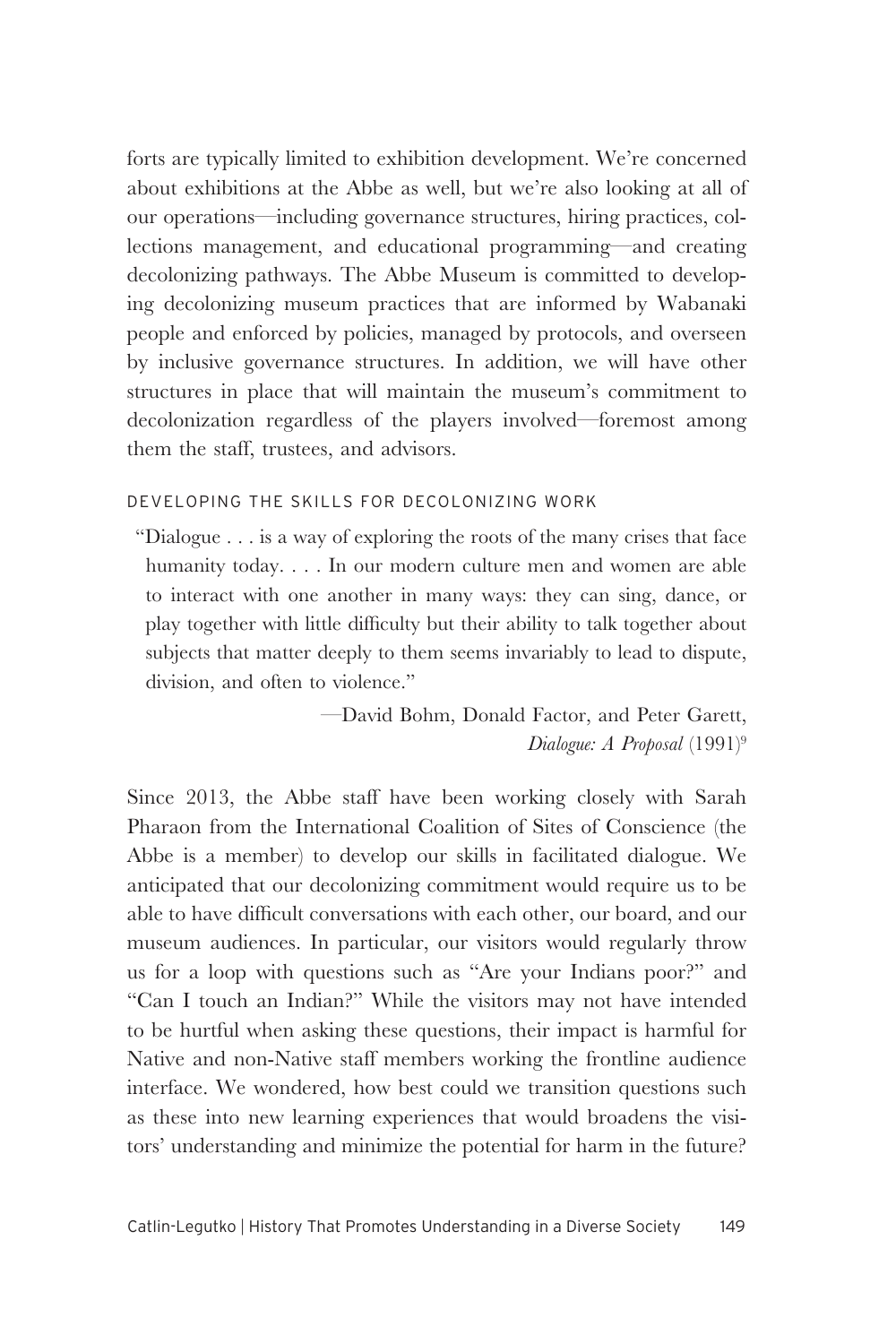forts are typically limited to exhibition development. We're concerned about exhibitions at the Abbe as well, but we're also looking at all of our operations—including governance structures, hiring practices, collections management, and educational programming—and creating decolonizing pathways. The Abbe Museum is committed to developing decolonizing museum practices that are informed by Wabanaki people and enforced by policies, managed by protocols, and overseen by inclusive governance structures. In addition, we will have other structures in place that will maintain the museum's commitment to decolonization regardless of the players involved—foremost among them the staff, trustees, and advisors.

### DEVELOPING THE SKILLS FOR DECOLONIZING WORK

> "Dialogue . . . is a way of exploring the roots of the many crises that face humanity today. . . . In our modern culture men and women are able to interact with one another in many ways: they can sing, dance, or play together with little difficulty but their ability to talk together about subjects that matter deeply to them seems invariably to lead to dispute, division, and often to violence."
>
> —David Bohm, Donald Factor, and Peter Garett, *Dialogue: A Proposal* (1991)[9]

Since 2013, the Abbe staff have been working closely with Sarah Pharaon from the International Coalition of Sites of Conscience (the Abbe is a member) to develop our skills in facilitated dialogue. We anticipated that our decolonizing commitment would require us to be able to have difficult conversations with each other, our board, and our museum audiences. In particular, our visitors would regularly throw us for a loop with questions such as "Are your Indians poor?" and "Can I touch an Indian?" While the visitors may not have intended to be hurtful when asking these questions, their impact is harmful for Native and non-Native staff members working the frontline audience interface. We wondered, how best could we transition questions such as these into new learning experiences that would broadens the visitors' understanding and minimize the potential for harm in the future?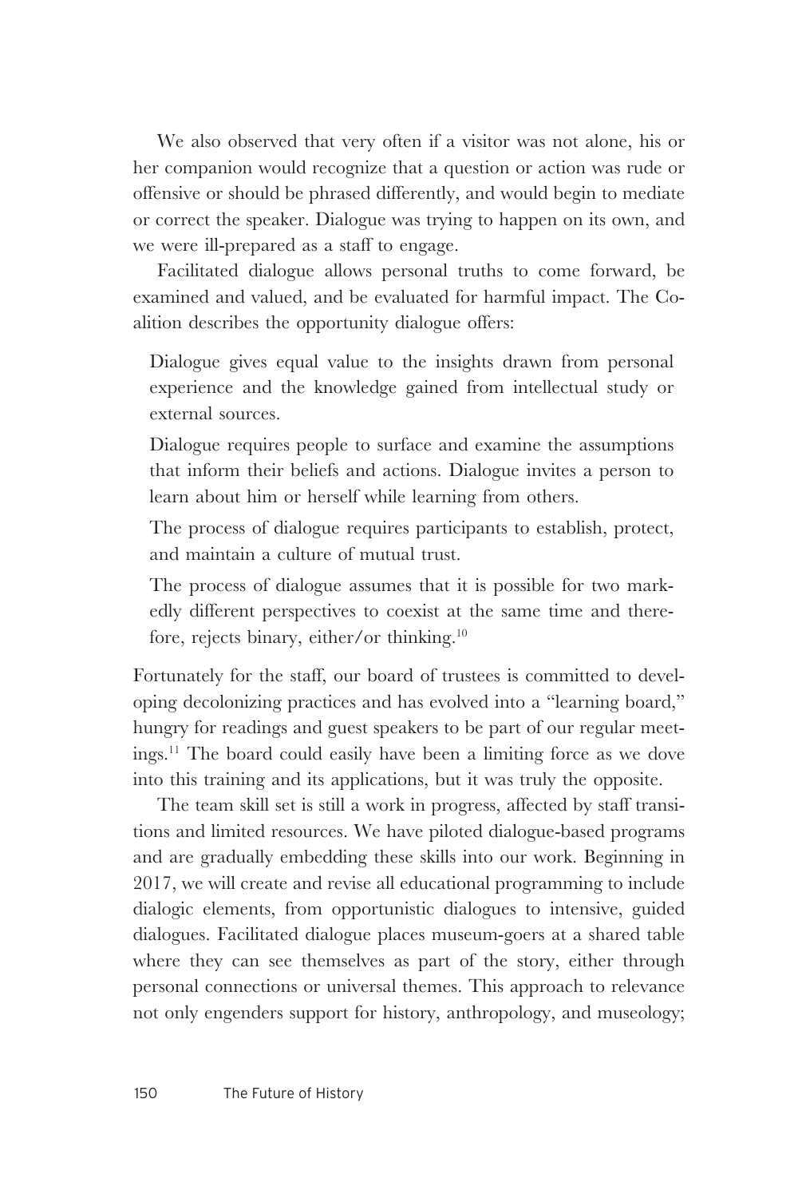We also observed that very often if a visitor was not alone, his or her companion would recognize that a question or action was rude or offensive or should be phrased differently, and would begin to mediate or correct the speaker. Dialogue was trying to happen on its own, and we were ill-prepared as a staff to engage.

Facilitated dialogue allows personal truths to come forward, be examined and valued, and be evaluated for harmful impact. The Coalition describes the opportunity dialogue offers:

> Dialogue gives equal value to the insights drawn from personal experience and the knowledge gained from intellectual study or external sources.
>
> Dialogue requires people to surface and examine the assumptions that inform their beliefs and actions. Dialogue invites a person to learn about him or herself while learning from others.
>
> The process of dialogue requires participants to establish, protect, and maintain a culture of mutual trust.
>
> The process of dialogue assumes that it is possible for two markedly different perspectives to coexist at the same time and therefore, rejects binary, either/or thinking.[10]

Fortunately for the staff, our board of trustees is committed to developing decolonizing practices and has evolved into a "learning board," hungry for readings and guest speakers to be part of our regular meetings.[11] The board could easily have been a limiting force as we dove into this training and its applications, but it was truly the opposite.

The team skill set is still a work in progress, affected by staff transitions and limited resources. We have piloted dialogue-based programs and are gradually embedding these skills into our work. Beginning in 2017, we will create and revise all educational programming to include dialogic elements, from opportunistic dialogues to intensive, guided dialogues. Facilitated dialogue places museum-goers at a shared table where they can see themselves as part of the story, either through personal connections or universal themes. This approach to relevance not only engenders support for history, anthropology, and museology;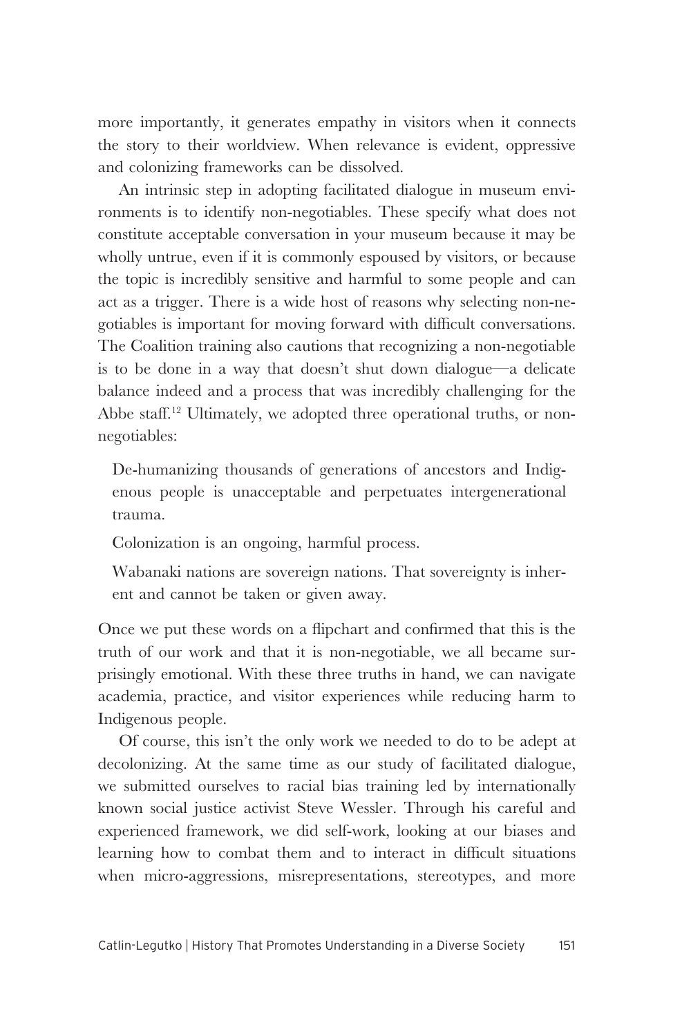more importantly, it generates empathy in visitors when it connects the story to their worldview. When relevance is evident, oppressive and colonizing frameworks can be dissolved.

An intrinsic step in adopting facilitated dialogue in museum environments is to identify non-negotiables. These specify what does not constitute acceptable conversation in your museum because it may be wholly untrue, even if it is commonly espoused by visitors, or because the topic is incredibly sensitive and harmful to some people and can act as a trigger. There is a wide host of reasons why selecting non-negotiables is important for moving forward with difficult conversations. The Coalition training also cautions that recognizing a non-negotiable is to be done in a way that doesn't shut down dialogue—a delicate balance indeed and a process that was incredibly challenging for the Abbe staff.[12] Ultimately, we adopted three operational truths, or non-negotiables:

> De-humanizing thousands of generations of ancestors and Indigenous people is unacceptable and perpetuates intergenerational trauma.
>
> Colonization is an ongoing, harmful process.
>
> Wabanaki nations are sovereign nations. That sovereignty is inherent and cannot be taken or given away.

Once we put these words on a flipchart and confirmed that this is the truth of our work and that it is non-negotiable, we all became surprisingly emotional. With these three truths in hand, we can navigate academia, practice, and visitor experiences while reducing harm to Indigenous people.

Of course, this isn't the only work we needed to do to be adept at decolonizing. At the same time as our study of facilitated dialogue, we submitted ourselves to racial bias training led by internationally known social justice activist Steve Wessler. Through his careful and experienced framework, we did self-work, looking at our biases and learning how to combat them and to interact in difficult situations when micro-aggressions, misrepresentations, stereotypes, and more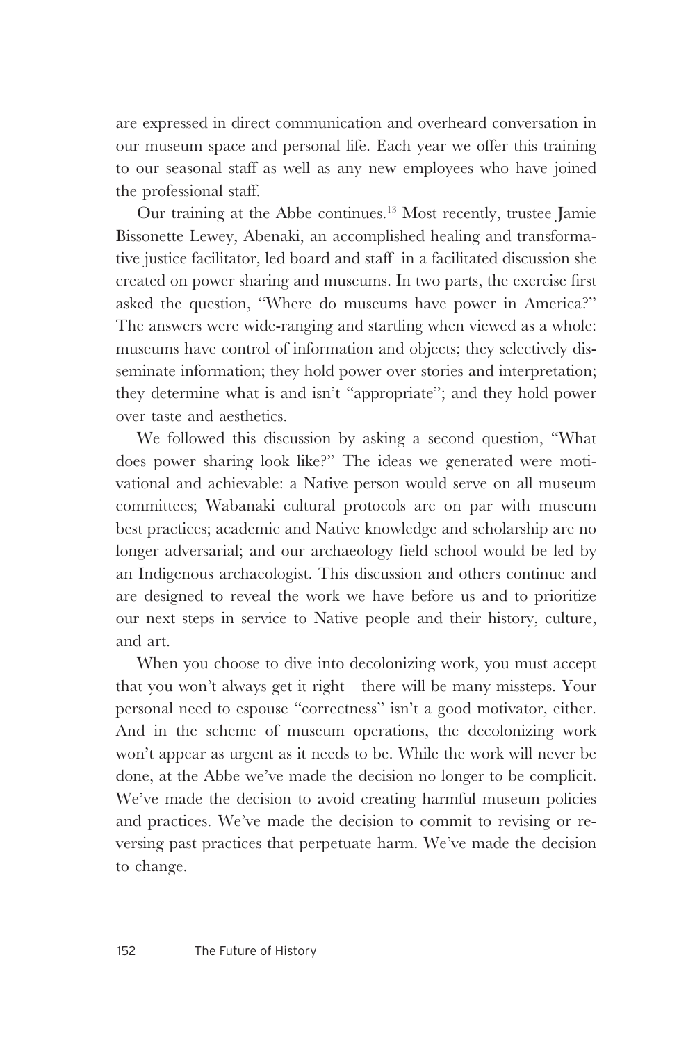are expressed in direct communication and overheard conversation in our museum space and personal life. Each year we offer this training to our seasonal staff as well as any new employees who have joined the professional staff.

Our training at the Abbe continues.[13] Most recently, trustee Jamie Bissonette Lewey, Abenaki, an accomplished healing and transformative justice facilitator, led board and staff in a facilitated discussion she created on power sharing and museums. In two parts, the exercise first asked the question, "Where do museums have power in America?" The answers were wide-ranging and startling when viewed as a whole: museums have control of information and objects; they selectively disseminate information; they hold power over stories and interpretation; they determine what is and isn't "appropriate"; and they hold power over taste and aesthetics.

We followed this discussion by asking a second question, "What does power sharing look like?" The ideas we generated were motivational and achievable: a Native person would serve on all museum committees; Wabanaki cultural protocols are on par with museum best practices; academic and Native knowledge and scholarship are no longer adversarial; and our archaeology field school would be led by an Indigenous archaeologist. This discussion and others continue and are designed to reveal the work we have before us and to prioritize our next steps in service to Native people and their history, culture, and art.

When you choose to dive into decolonizing work, you must accept that you won't always get it right—there will be many missteps. Your personal need to espouse "correctness" isn't a good motivator, either. And in the scheme of museum operations, the decolonizing work won't appear as urgent as it needs to be. While the work will never be done, at the Abbe we've made the decision no longer to be complicit. We've made the decision to avoid creating harmful museum policies and practices. We've made the decision to commit to revising or reversing past practices that perpetuate harm. We've made the decision to change.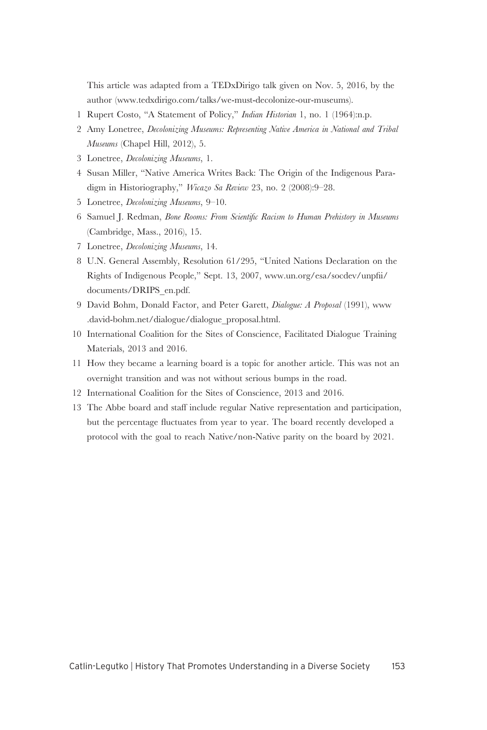This article was adapted from a TEDxDirigo talk given on Nov. 5, 2016, by the author (www.tedxdirigo.com/talks/we-must-decolonize-our-museums).

1. Rupert Costo, "A Statement of Policy," *Indian Historian* 1, no. 1 (1964):n.p.
2. Amy Lonetree, *Decolonizing Museums: Representing Native America in National and Tribal Museums* (Chapel Hill, 2012), 5.
3. Lonetree, *Decolonizing Museums*, 1.
4. Susan Miller, "Native America Writes Back: The Origin of the Indigenous Paradigm in Historiography," *Wicazo Sa Review* 23, no. 2 (2008):9–28.
5. Lonetree, *Decolonizing Museums*, 9–10.
6. Samuel J. Redman, *Bone Rooms: From Scientific Racism to Human Prehistory in Museums* (Cambridge, Mass., 2016), 15.
7. Lonetree, *Decolonizing Museums*, 14.
8. U.N. General Assembly, Resolution 61/295, "United Nations Declaration on the Rights of Indigenous People," Sept. 13, 2007, www.un.org/esa/socdev/unpfii/documents/DRIPS_en.pdf.
9. David Bohm, Donald Factor, and Peter Garett, *Dialogue: A Proposal* (1991), www.david-bohm.net/dialogue/dialogue_proposal.html.
10. International Coalition for the Sites of Conscience, Facilitated Dialogue Training Materials, 2013 and 2016.
11. How they became a learning board is a topic for another article. This was not an overnight transition and was not without serious bumps in the road.
12. International Coalition for the Sites of Conscience, 2013 and 2016.
13. The Abbe board and staff include regular Native representation and participation, but the percentage fluctuates from year to year. The board recently developed a protocol with the goal to reach Native/non-Native parity on the board by 2021.